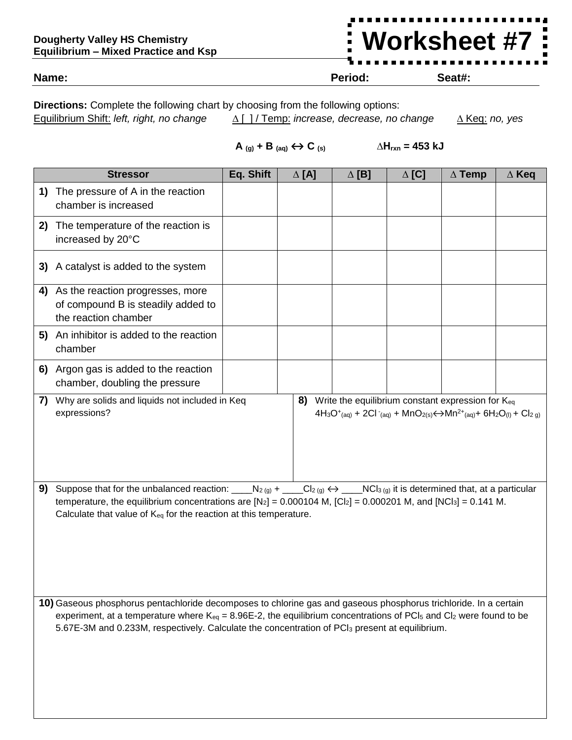**Dougherty Valley HS Chemistry**
**Equilibrium – Mixed Practice and Ksp**

# Worksheet #7

**Name:** **Period:** **Seat#:**

**Directions:** Complete the following chart by choosing from the following options:
Equilibrium Shift: *left, right, no change*   Δ [ ] / Temp: *increase, decrease, no change*   Δ Keq: *no, yes*

$$A_{(g)} + B_{(aq)} \leftrightarrow C_{(s)} \qquad \Delta H_{rxn} = 453 \text{ kJ}$$

| Stressor | Eq. Shift | Δ [A] | Δ [B] | Δ [C] | Δ Temp | Δ Keq |
|---|---|---|---|---|---|---|
| **1)** The pressure of A in the reaction chamber is increased | | | | | | |
| **2)** The temperature of the reaction is increased by 20°C | | | | | | |
| **3)** A catalyst is added to the system | | | | | | |
| **4)** As the reaction progresses, more of compound B is steadily added to the reaction chamber | | | | | | |
| **5)** An inhibitor is added to the reaction chamber | | | | | | |
| **6)** Argon gas is added to the reaction chamber, doubling the pressure | | | | | | |

**7)** Why are solids and liquids not included in Keq expressions?

**8)** Write the equilibrium constant expression for $K_{eq}$

$$4H_3O^+_{(aq)} + 2Cl^-_{(aq)} + MnO_{2(s)} \leftrightarrow Mn^{2+}_{(aq)} + 6H_2O_{(l)} + Cl_{2(g)}$$

**9)** Suppose that for the unbalanced reaction: ____$N_{2(g)}$ + ____$Cl_{2(g)}$ ↔ ____$NCl_{3(g)}$ it is determined that, at a particular temperature, the equilibrium concentrations are $[N_2]$ = 0.000104 M, $[Cl_2]$ = 0.000201 M, and $[NCl_3]$ = 0.141 M. Calculate that value of $K_{eq}$ for the reaction at this temperature.

**10)** Gaseous phosphorus pentachloride decomposes to chlorine gas and gaseous phosphorus trichloride. In a certain experiment, at a temperature where $K_{eq}$ = 8.96E-2, the equilibrium concentrations of $PCl_5$ and $Cl_2$ were found to be 5.67E-3M and 0.233M, respectively. Calculate the concentration of $PCl_3$ present at equilibrium.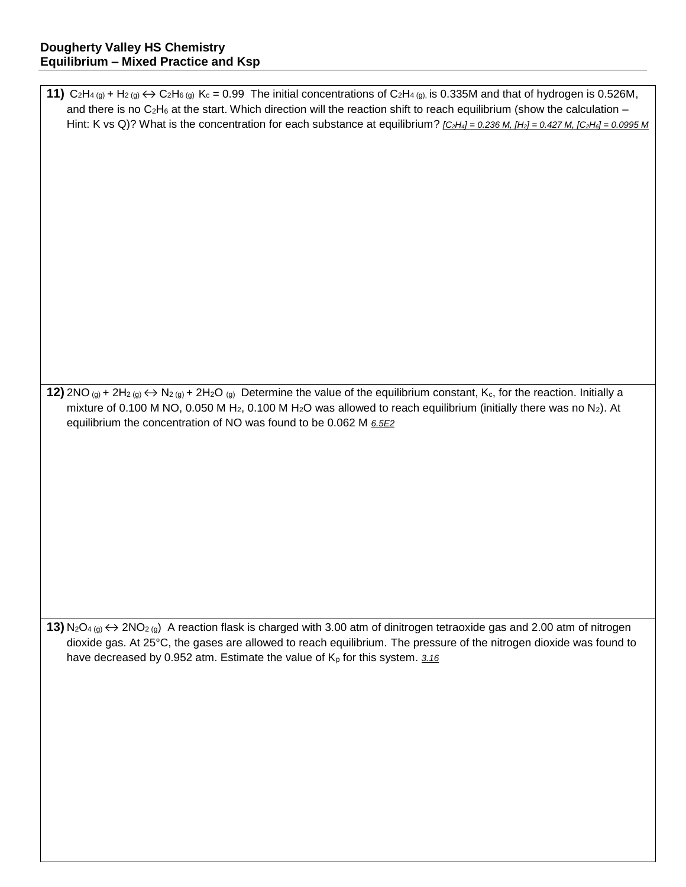**Dougherty Valley HS Chemistry**
**Equilibrium – Mixed Practice and Ksp**

**11)** $C_2H_{4\,(g)} + H_{2\,(g)} \leftrightarrow C_2H_{6\,(g)}$ $K_c = 0.99$ The initial concentrations of $C_2H_{4\,(g)}$ is 0.335M and that of hydrogen is 0.526M, and there is no $C_2H_6$ at the start. Which direction will the reaction shift to reach equilibrium (show the calculation – Hint: K vs Q)? What is the concentration for each substance at equilibrium? *[$C_2H_4$] = 0.236 M, [$H_2$] = 0.427 M, [$C_2H_6$] = 0.0995 M*

**12)** $2NO_{(g)} + 2H_{2\,(g)} \leftrightarrow N_{2\,(g)} + 2H_2O_{(g)}$ Determine the value of the equilibrium constant, $K_c$, for the reaction. Initially a mixture of 0.100 M NO, 0.050 M $H_2$, 0.100 M $H_2O$ was allowed to reach equilibrium (initially there was no $N_2$). At equilibrium the concentration of NO was found to be 0.062 M *6.5E2*

**13)** $N_2O_{4\,(g)} \leftrightarrow 2NO_{2\,(g)}$ A reaction flask is charged with 3.00 atm of dinitrogen tetraoxide gas and 2.00 atm of nitrogen dioxide gas. At 25°C, the gases are allowed to reach equilibrium. The pressure of the nitrogen dioxide was found to have decreased by 0.952 atm. Estimate the value of $K_p$ for this system. *3.16*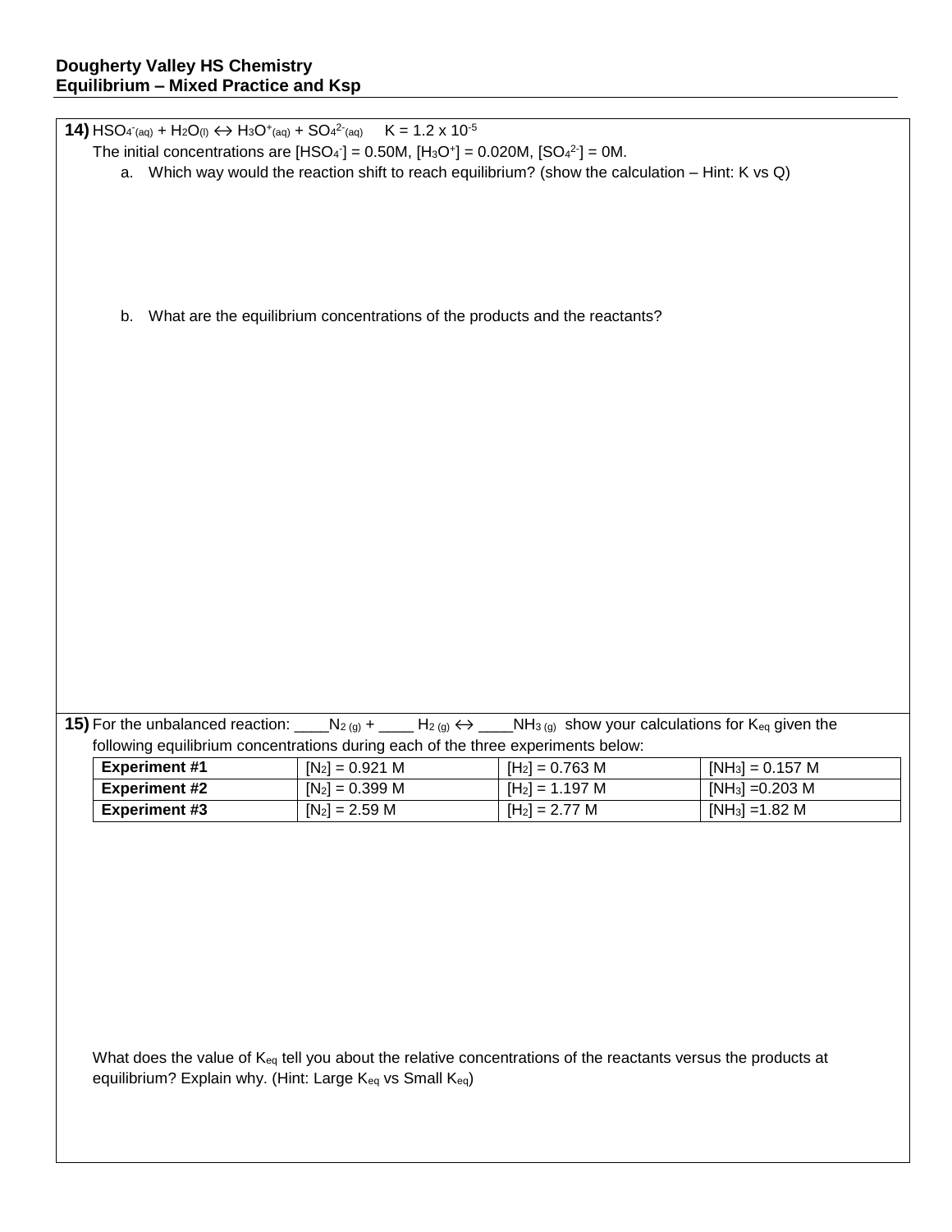**14)** $HSO_4^-{}_{(aq)} + H_2O_{(l)} \leftrightarrow H_3O^+{}_{(aq)} + SO_4^{2-}{}_{(aq)}$ $K = 1.2 \times 10^{-5}$

The initial concentrations are $[HSO_4^-] = 0.50M$, $[H_3O^+] = 0.020M$, $[SO_4^{2-}] = 0M$.

a. Which way would the reaction shift to reach equilibrium? (show the calculation – Hint: K vs Q)

b. What are the equilibrium concentrations of the products and the reactants?

**15)** For the unbalanced reaction: \_\_\_\_$N_{2\,(g)}$ + \_\_\_\_ $H_{2\,(g)} \leftrightarrow$ \_\_\_\_$NH_{3\,(g)}$ show your calculations for $K_{eq}$ given the following equilibrium concentrations during each of the three experiments below:

| **Experiment #1** | $[N_2] = 0.921$ M | $[H_2] = 0.763$ M | $[NH_3] = 0.157$ M |
|---|---|---|---|
| **Experiment #2** | $[N_2] = 0.399$ M | $[H_2] = 1.197$ M | $[NH_3] = 0.203$ M |
| **Experiment #3** | $[N_2] = 2.59$ M | $[H_2] = 2.77$ M | $[NH_3] = 1.82$ M |

What does the value of $K_{eq}$ tell you about the relative concentrations of the reactants versus the products at equilibrium? Explain why. (Hint: Large $K_{eq}$ vs Small $K_{eq}$)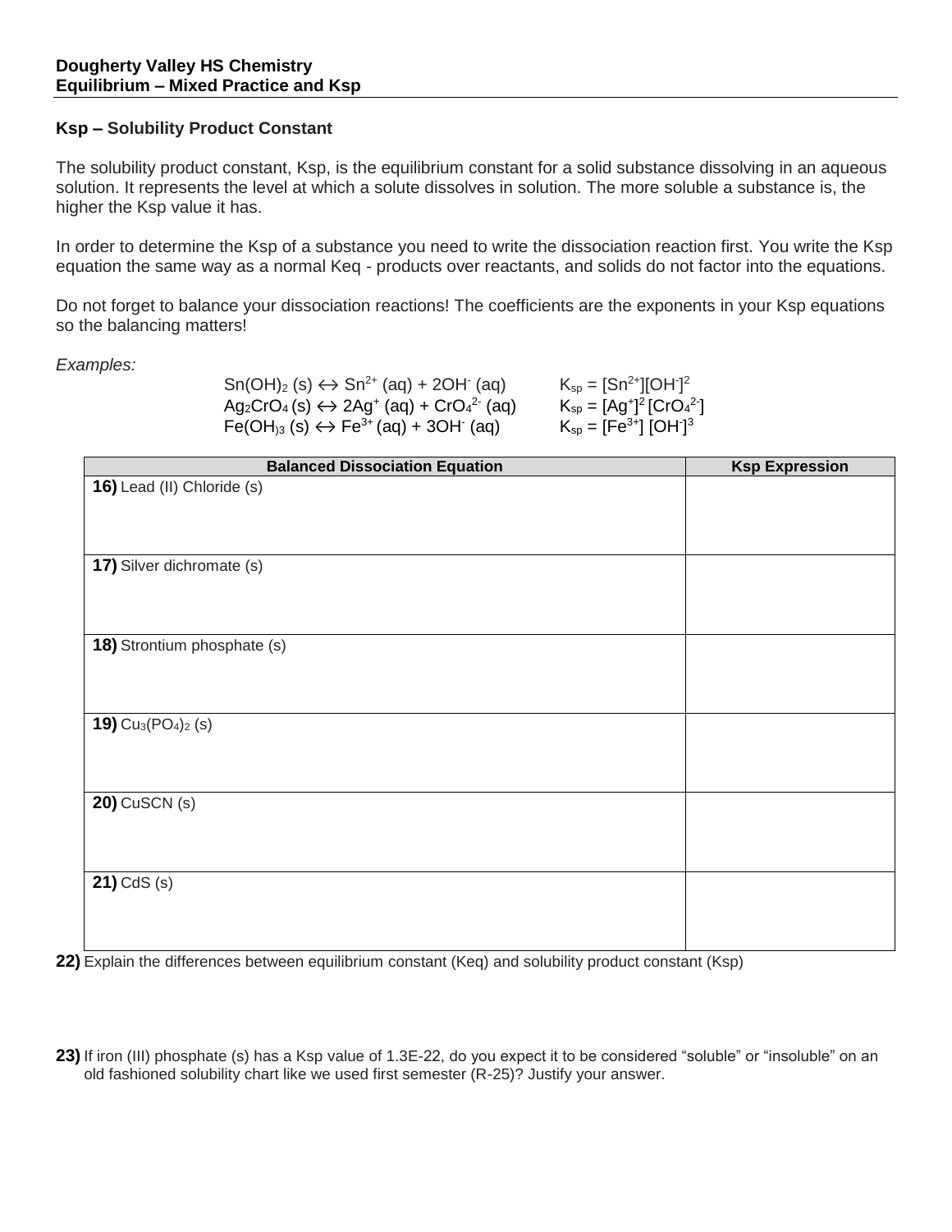**Dougherty Valley HS Chemistry**
**Equilibrium – Mixed Practice and Ksp**

### Ksp – Solubility Product Constant

The solubility product constant, Ksp, is the equilibrium constant for a solid substance dissolving in an aqueous solution. It represents the level at which a solute dissolves in solution. The more soluble a substance is, the higher the Ksp value it has.

In order to determine the Ksp of a substance you need to write the dissociation reaction first. You write the Ksp equation the same way as a normal Keq - products over reactants, and solids do not factor into the equations.

Do not forget to balance your dissociation reactions! The coefficients are the exponents in your Ksp equations so the balancing matters!

*Examples:*

$Sn(OH)_2\ (s) \leftrightarrow Sn^{2+}\ (aq) + 2OH^-\ (aq)$ $\quad K_{sp} = [Sn^{2+}][OH^-]^2$

$Ag_2CrO_4\ (s) \leftrightarrow 2Ag^+\ (aq) + CrO_4^{2-}\ (aq)$ $\quad K_{sp} = [Ag^+]^2\,[CrO_4^{2-}]$

$Fe(OH)_3\ (s) \leftrightarrow Fe^{3+}\ (aq) + 3OH^-\ (aq)$ $\quad K_{sp} = [Fe^{3+}]\,[OH^-]^3$

| Balanced Dissociation Equation | Ksp Expression |
|---|---|
| **16)** Lead (II) Chloride (s) | |
| **17)** Silver dichromate (s) | |
| **18)** Strontium phosphate (s) | |
| **19)** $Cu_3(PO_4)_2$ (s) | |
| **20)** CuSCN (s) | |
| **21)** CdS (s) | |

**22)** Explain the differences between equilibrium constant (Keq) and solubility product constant (Ksp)

**23)** If iron (III) phosphate (s) has a Ksp value of 1.3E-22, do you expect it to be considered "soluble" or "insoluble" on an old fashioned solubility chart like we used first semester (R-25)? Justify your answer.